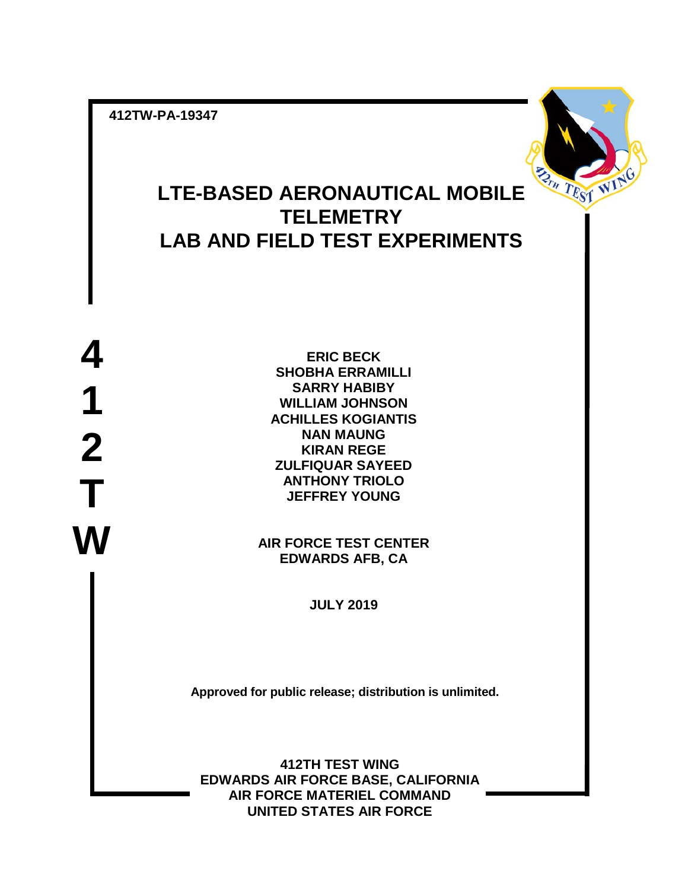412TW-PA-19347

# LTE-BASED AERONAUTICAL MOBILE TELEMETRY LAB AND FIELD TEST EXPERIMENTS

**4 1 2 T W**

**ERIC BECK**
**SHOBHA ERRAMILLI**
**SARRY HABIBY**
**WILLIAM JOHNSON**
**ACHILLES KOGIANTIS**
**NAN MAUNG**
**KIRAN REGE**
**ZULFIQUAR SAYEED**
**ANTHONY TRIOLO**
**JEFFREY YOUNG**

**AIR FORCE TEST CENTER**
**EDWARDS AFB, CA**

**JULY 2019**

**Approved for public release; distribution is unlimited.**

**412TH TEST WING**
**EDWARDS AIR FORCE BASE, CALIFORNIA**
**AIR FORCE MATERIEL COMMAND**
**UNITED STATES AIR FORCE**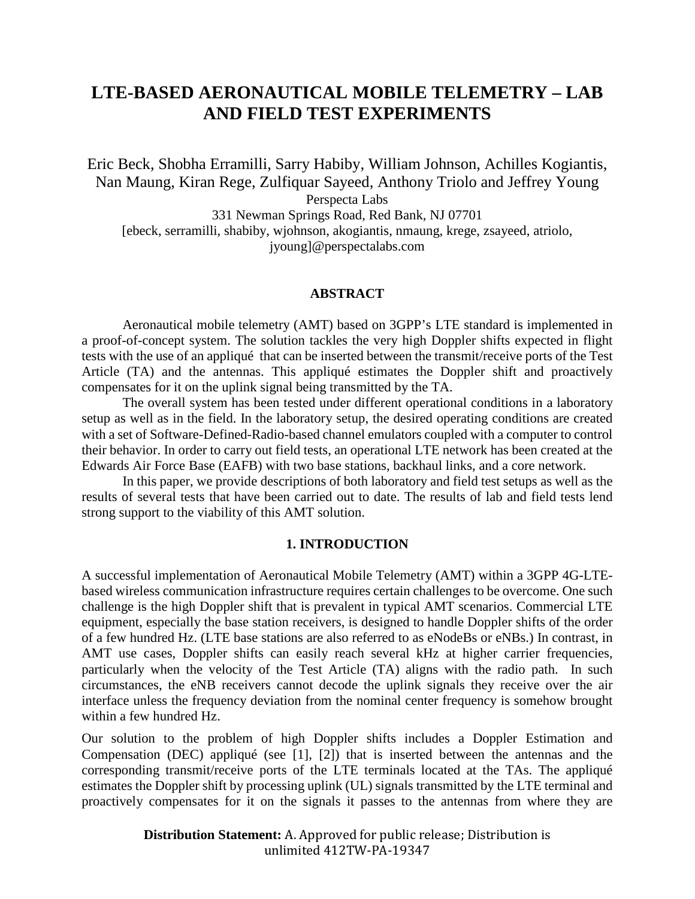# LTE-BASED AERONAUTICAL MOBILE TELEMETRY – LAB AND FIELD TEST EXPERIMENTS

Eric Beck, Shobha Erramilli, Sarry Habiby, William Johnson, Achilles Kogiantis, Nan Maung, Kiran Rege, Zulfiquar Sayeed, Anthony Triolo and Jeffrey Young
Perspecta Labs
331 Newman Springs Road, Red Bank, NJ 07701
[ebeck, serramilli, shabiby, wjohnson, akogiantis, nmaung, krege, zsayeed, atriolo, jyoung]@perspectalabs.com

## ABSTRACT

Aeronautical mobile telemetry (AMT) based on 3GPP's LTE standard is implemented in a proof-of-concept system. The solution tackles the very high Doppler shifts expected in flight tests with the use of an appliqué that can be inserted between the transmit/receive ports of the Test Article (TA) and the antennas. This appliqué estimates the Doppler shift and proactively compensates for it on the uplink signal being transmitted by the TA.

The overall system has been tested under different operational conditions in a laboratory setup as well as in the field. In the laboratory setup, the desired operating conditions are created with a set of Software-Defined-Radio-based channel emulators coupled with a computer to control their behavior. In order to carry out field tests, an operational LTE network has been created at the Edwards Air Force Base (EAFB) with two base stations, backhaul links, and a core network.

In this paper, we provide descriptions of both laboratory and field test setups as well as the results of several tests that have been carried out to date. The results of lab and field tests lend strong support to the viability of this AMT solution.

## 1. INTRODUCTION

A successful implementation of Aeronautical Mobile Telemetry (AMT) within a 3GPP 4G-LTE-based wireless communication infrastructure requires certain challenges to be overcome. One such challenge is the high Doppler shift that is prevalent in typical AMT scenarios. Commercial LTE equipment, especially the base station receivers, is designed to handle Doppler shifts of the order of a few hundred Hz. (LTE base stations are also referred to as eNodeBs or eNBs.) In contrast, in AMT use cases, Doppler shifts can easily reach several kHz at higher carrier frequencies, particularly when the velocity of the Test Article (TA) aligns with the radio path. In such circumstances, the eNB receivers cannot decode the uplink signals they receive over the air interface unless the frequency deviation from the nominal center frequency is somehow brought within a few hundred Hz.

Our solution to the problem of high Doppler shifts includes a Doppler Estimation and Compensation (DEC) appliqué (see [1], [2]) that is inserted between the antennas and the corresponding transmit/receive ports of the LTE terminals located at the TAs. The appliqué estimates the Doppler shift by processing uplink (UL) signals transmitted by the LTE terminal and proactively compensates for it on the signals it passes to the antennas from where they are

**Distribution Statement:** A. Approved for public release; Distribution is unlimited 412TW-PA-19347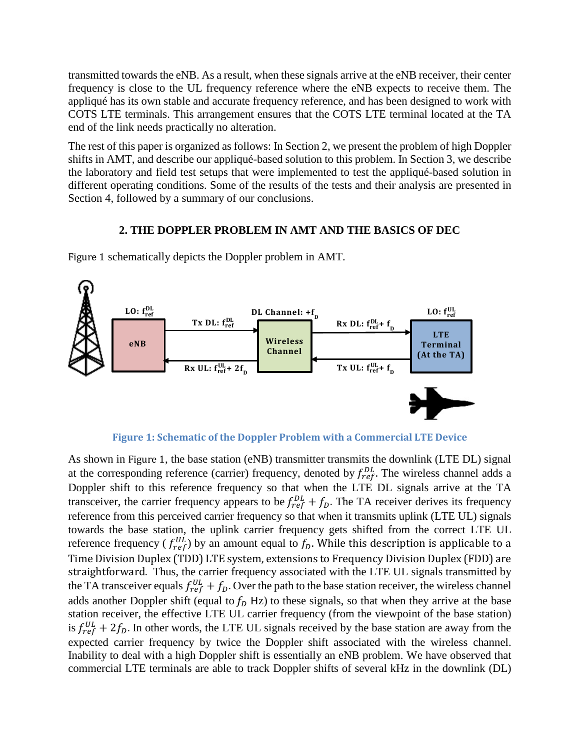transmitted towards the eNB. As a result, when these signals arrive at the eNB receiver, their center frequency is close to the UL frequency reference where the eNB expects to receive them. The appliqué has its own stable and accurate frequency reference, and has been designed to work with COTS LTE terminals. This arrangement ensures that the COTS LTE terminal located at the TA end of the link needs practically no alteration.

The rest of this paper is organized as follows: In Section 2, we present the problem of high Doppler shifts in AMT, and describe our appliqué-based solution to this problem. In Section 3, we describe the laboratory and field test setups that were implemented to test the appliqué-based solution in different operating conditions. Some of the results of the tests and their analysis are presented in Section 4, followed by a summary of our conclusions.

## 2. THE DOPPLER PROBLEM IN AMT AND THE BASICS OF DEC

Figure 1 schematically depicts the Doppler problem in AMT.

**Figure 1: Schematic of the Doppler Problem with a Commercial LTE Device**

As shown in Figure 1, the base station (eNB) transmitter transmits the downlink (LTE DL) signal at the corresponding reference (carrier) frequency, denoted by $f_{ref}^{DL}$. The wireless channel adds a Doppler shift to this reference frequency so that when the LTE DL signals arrive at the TA transceiver, the carrier frequency appears to be $f_{ref}^{DL} + f_D$. The TA receiver derives its frequency reference from this perceived carrier frequency so that when it transmits uplink (LTE UL) signals towards the base station, the uplink carrier frequency gets shifted from the correct LTE UL reference frequency ( $f_{ref}^{UL}$) by an amount equal to $f_D$. While this description is applicable to a Time Division Duplex (TDD) LTE system, extensions to Frequency Division Duplex (FDD) are straightforward. Thus, the carrier frequency associated with the LTE UL signals transmitted by the TA transceiver equals $f_{ref}^{UL} + f_D$. Over the path to the base station receiver, the wireless channel adds another Doppler shift (equal to $f_D$ Hz) to these signals, so that when they arrive at the base station receiver, the effective LTE UL carrier frequency (from the viewpoint of the base station) is $f_{ref}^{UL} + 2f_D$. In other words, the LTE UL signals received by the base station are away from the expected carrier frequency by twice the Doppler shift associated with the wireless channel. Inability to deal with a high Doppler shift is essentially an eNB problem. We have observed that commercial LTE terminals are able to track Doppler shifts of several kHz in the downlink (DL)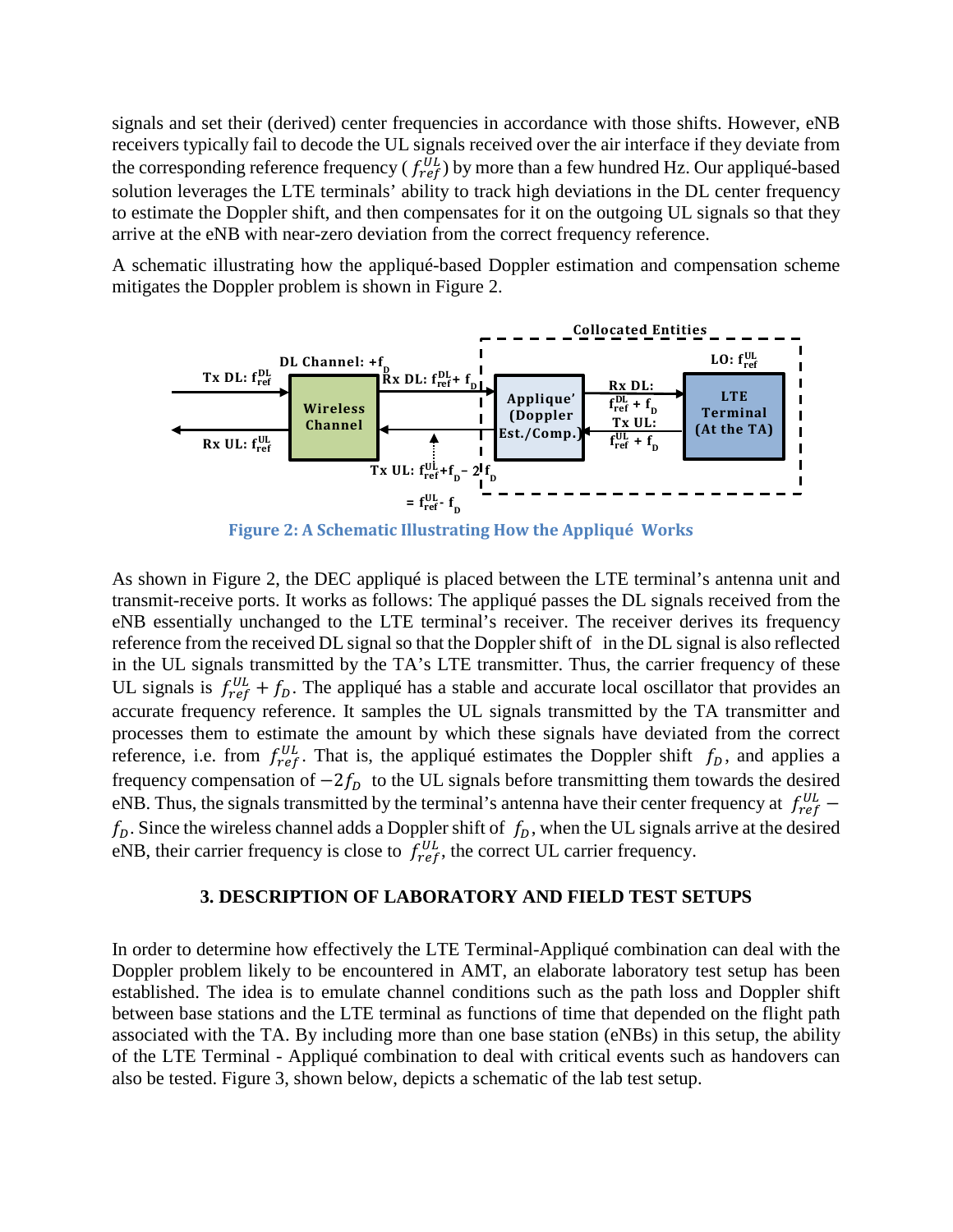signals and set their (derived) center frequencies in accordance with those shifts. However, eNB receivers typically fail to decode the UL signals received over the air interface if they deviate from the corresponding reference frequency ( $f_{ref}^{UL}$) by more than a few hundred Hz. Our appliqué-based solution leverages the LTE terminals' ability to track high deviations in the DL center frequency to estimate the Doppler shift, and then compensates for it on the outgoing UL signals so that they arrive at the eNB with near-zero deviation from the correct frequency reference.

A schematic illustrating how the appliqué-based Doppler estimation and compensation scheme mitigates the Doppler problem is shown in Figure 2.

**Figure 2: A Schematic Illustrating How the Appliqué Works**

As shown in Figure 2, the DEC appliqué is placed between the LTE terminal's antenna unit and transmit-receive ports. It works as follows: The appliqué passes the DL signals received from the eNB essentially unchanged to the LTE terminal's receiver. The receiver derives its frequency reference from the received DL signal so that the Doppler shift of in the DL signal is also reflected in the UL signals transmitted by the TA's LTE transmitter. Thus, the carrier frequency of these UL signals is $f_{ref}^{UL} + f_D$. The appliqué has a stable and accurate local oscillator that provides an accurate frequency reference. It samples the UL signals transmitted by the TA transmitter and processes them to estimate the amount by which these signals have deviated from the correct reference, i.e. from $f_{ref}^{UL}$. That is, the appliqué estimates the Doppler shift $f_D$, and applies a frequency compensation of $-2f_D$ to the UL signals before transmitting them towards the desired eNB. Thus, the signals transmitted by the terminal's antenna have their center frequency at $f_{ref}^{UL} - f_D$. Since the wireless channel adds a Doppler shift of $f_D$, when the UL signals arrive at the desired eNB, their carrier frequency is close to $f_{ref}^{UL}$, the correct UL carrier frequency.

## 3. DESCRIPTION OF LABORATORY AND FIELD TEST SETUPS

In order to determine how effectively the LTE Terminal-Appliqué combination can deal with the Doppler problem likely to be encountered in AMT, an elaborate laboratory test setup has been established. The idea is to emulate channel conditions such as the path loss and Doppler shift between base stations and the LTE terminal as functions of time that depended on the flight path associated with the TA. By including more than one base station (eNBs) in this setup, the ability of the LTE Terminal - Appliqué combination to deal with critical events such as handovers can also be tested. Figure 3, shown below, depicts a schematic of the lab test setup.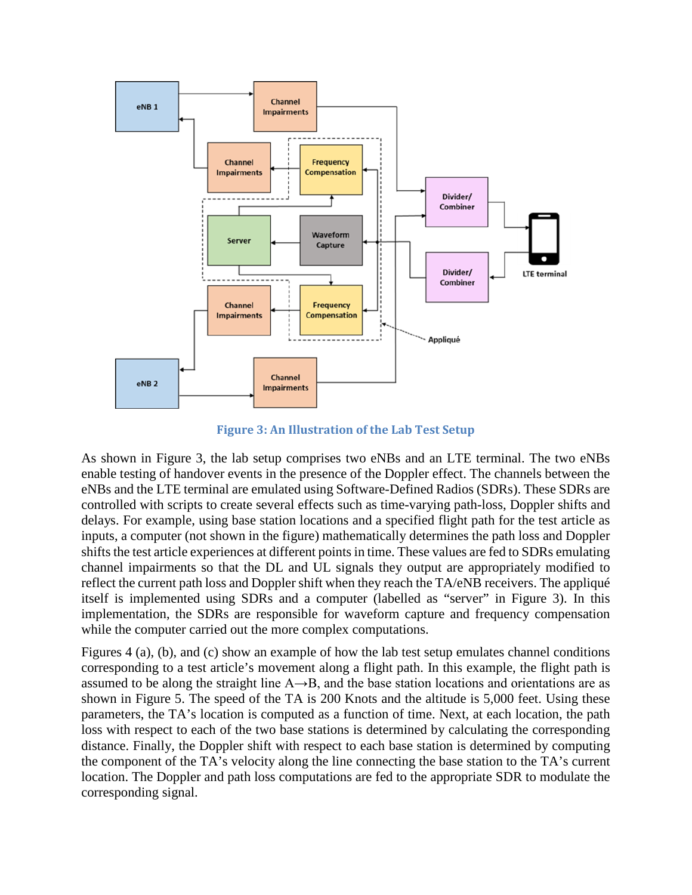Figure 3: An Illustration of the Lab Test Setup

As shown in Figure 3, the lab setup comprises two eNBs and an LTE terminal. The two eNBs enable testing of handover events in the presence of the Doppler effect. The channels between the eNBs and the LTE terminal are emulated using Software-Defined Radios (SDRs). These SDRs are controlled with scripts to create several effects such as time-varying path-loss, Doppler shifts and delays. For example, using base station locations and a specified flight path for the test article as inputs, a computer (not shown in the figure) mathematically determines the path loss and Doppler shifts the test article experiences at different points in time. These values are fed to SDRs emulating channel impairments so that the DL and UL signals they output are appropriately modified to reflect the current path loss and Doppler shift when they reach the TA/eNB receivers. The appliqué itself is implemented using SDRs and a computer (labelled as "server" in Figure 3). In this implementation, the SDRs are responsible for waveform capture and frequency compensation while the computer carried out the more complex computations.

Figures 4 (a), (b), and (c) show an example of how the lab test setup emulates channel conditions corresponding to a test article's movement along a flight path. In this example, the flight path is assumed to be along the straight line A→B, and the base station locations and orientations are as shown in Figure 5. The speed of the TA is 200 Knots and the altitude is 5,000 feet. Using these parameters, the TA's location is computed as a function of time. Next, at each location, the path loss with respect to each of the two base stations is determined by calculating the corresponding distance. Finally, the Doppler shift with respect to each base station is determined by computing the component of the TA's velocity along the line connecting the base station to the TA's current location. The Doppler and path loss computations are fed to the appropriate SDR to modulate the corresponding signal.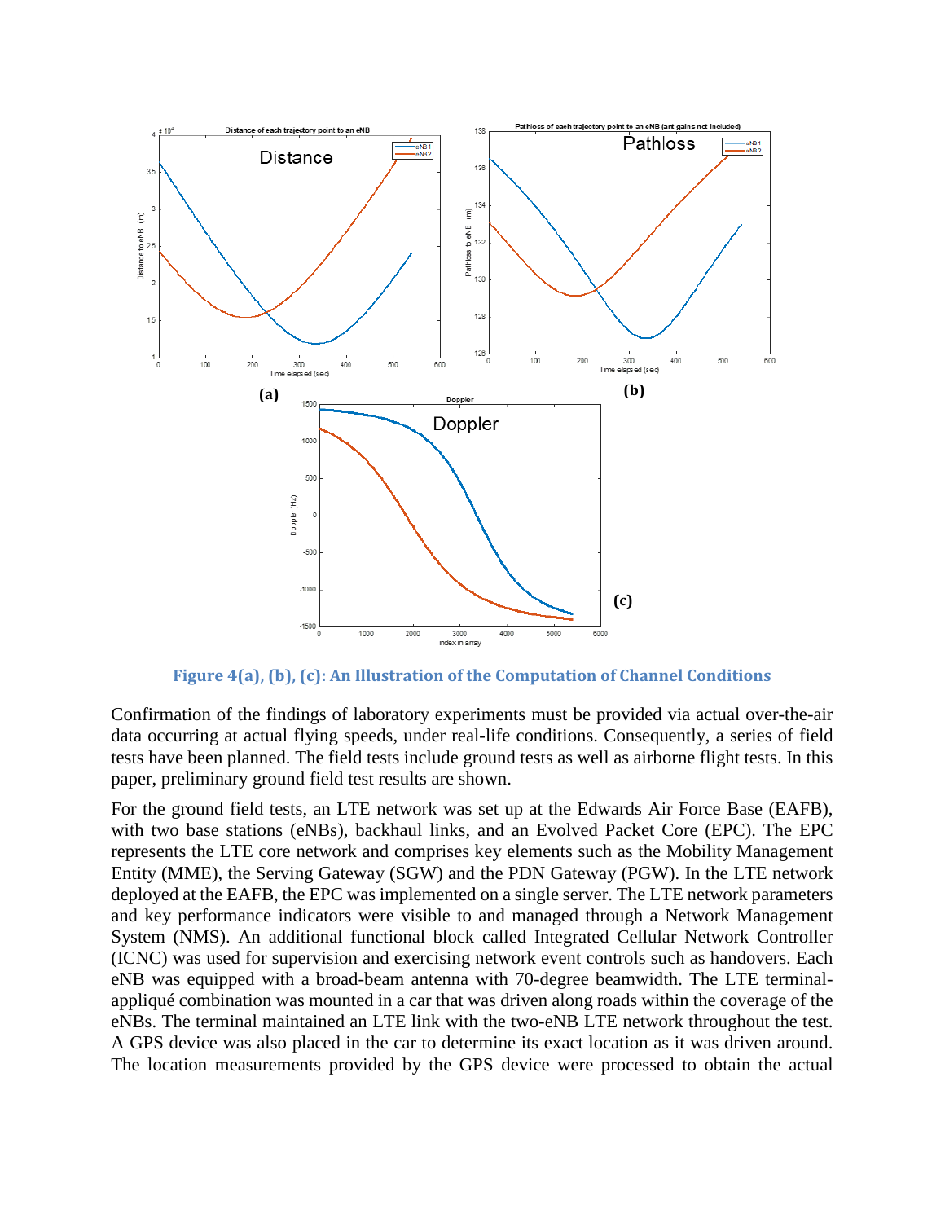Figure 4(a), (b), (c): An Illustration of the Computation of Channel Conditions

Confirmation of the findings of laboratory experiments must be provided via actual over-the-air data occurring at actual flying speeds, under real-life conditions. Consequently, a series of field tests have been planned. The field tests include ground tests as well as airborne flight tests. In this paper, preliminary ground field test results are shown.

For the ground field tests, an LTE network was set up at the Edwards Air Force Base (EAFB), with two base stations (eNBs), backhaul links, and an Evolved Packet Core (EPC). The EPC represents the LTE core network and comprises key elements such as the Mobility Management Entity (MME), the Serving Gateway (SGW) and the PDN Gateway (PGW). In the LTE network deployed at the EAFB, the EPC was implemented on a single server. The LTE network parameters and key performance indicators were visible to and managed through a Network Management System (NMS). An additional functional block called Integrated Cellular Network Controller (ICNC) was used for supervision and exercising network event controls such as handovers. Each eNB was equipped with a broad-beam antenna with 70-degree beamwidth. The LTE terminal-appliqué combination was mounted in a car that was driven along roads within the coverage of the eNBs. The terminal maintained an LTE link with the two-eNB LTE network throughout the test. A GPS device was also placed in the car to determine its exact location as it was driven around. The location measurements provided by the GPS device were processed to obtain the actual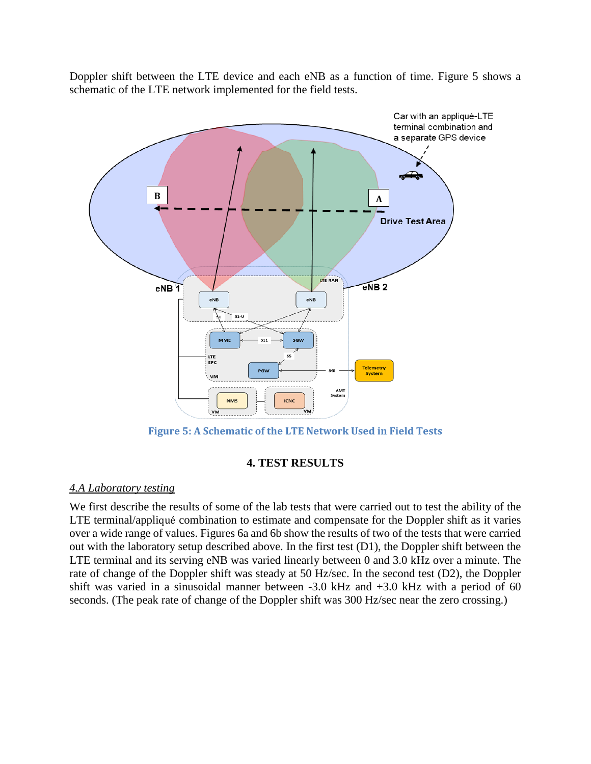Doppler shift between the LTE device and each eNB as a function of time. Figure 5 shows a schematic of the LTE network implemented for the field tests.

**Figure 5: A Schematic of the LTE Network Used in Field Tests**

### 4. TEST RESULTS

*4.A Laboratory testing*

We first describe the results of some of the lab tests that were carried out to test the ability of the LTE terminal/appliqué combination to estimate and compensate for the Doppler shift as it varies over a wide range of values. Figures 6a and 6b show the results of two of the tests that were carried out with the laboratory setup described above. In the first test (D1), the Doppler shift between the LTE terminal and its serving eNB was varied linearly between 0 and 3.0 kHz over a minute. The rate of change of the Doppler shift was steady at 50 Hz/sec. In the second test (D2), the Doppler shift was varied in a sinusoidal manner between -3.0 kHz and +3.0 kHz with a period of 60 seconds. (The peak rate of change of the Doppler shift was 300 Hz/sec near the zero crossing.)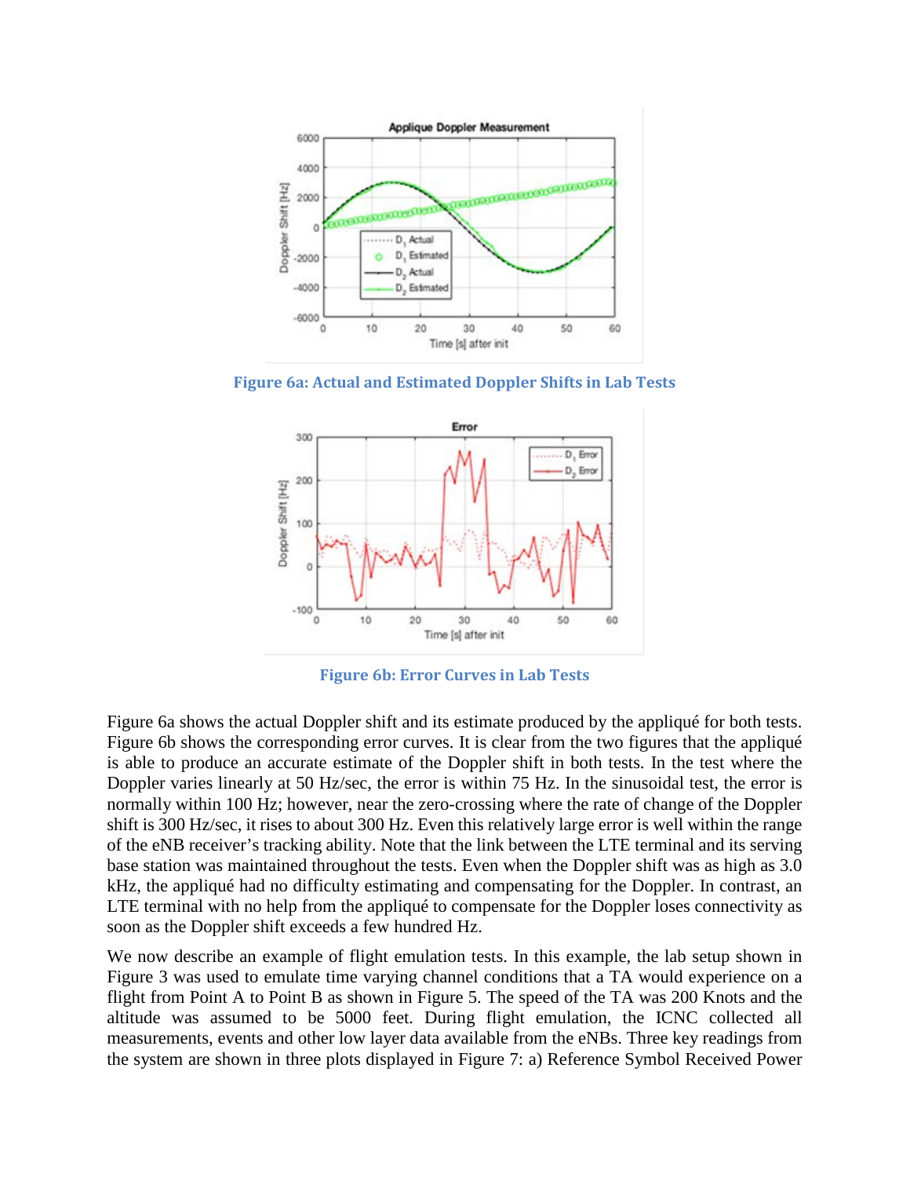Figure 6a: Actual and Estimated Doppler Shifts in Lab Tests

Figure 6b: Error Curves in Lab Tests

Figure 6a shows the actual Doppler shift and its estimate produced by the appliqué for both tests. Figure 6b shows the corresponding error curves. It is clear from the two figures that the appliqué is able to produce an accurate estimate of the Doppler shift in both tests. In the test where the Doppler varies linearly at 50 Hz/sec, the error is within 75 Hz. In the sinusoidal test, the error is normally within 100 Hz; however, near the zero-crossing where the rate of change of the Doppler shift is 300 Hz/sec, it rises to about 300 Hz. Even this relatively large error is well within the range of the eNB receiver's tracking ability. Note that the link between the LTE terminal and its serving base station was maintained throughout the tests. Even when the Doppler shift was as high as 3.0 kHz, the appliqué had no difficulty estimating and compensating for the Doppler. In contrast, an LTE terminal with no help from the appliqué to compensate for the Doppler loses connectivity as soon as the Doppler shift exceeds a few hundred Hz.

We now describe an example of flight emulation tests. In this example, the lab setup shown in Figure 3 was used to emulate time varying channel conditions that a TA would experience on a flight from Point A to Point B as shown in Figure 5. The speed of the TA was 200 Knots and the altitude was assumed to be 5000 feet. During flight emulation, the ICNC collected all measurements, events and other low layer data available from the eNBs. Three key readings from the system are shown in three plots displayed in Figure 7: a) Reference Symbol Received Power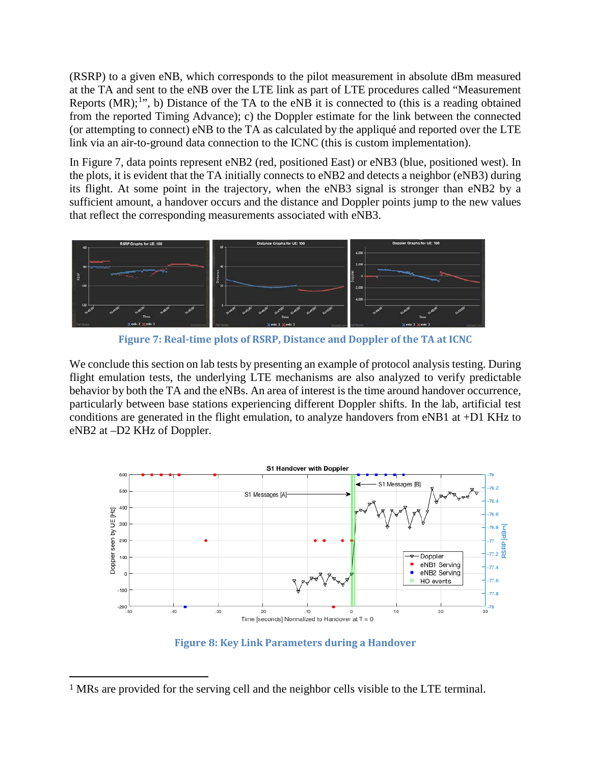(RSRP) to a given eNB, which corresponds to the pilot measurement in absolute dBm measured at the TA and sent to the eNB over the LTE link as part of LTE procedures called "Measurement Reports (MR);[1]", b) Distance of the TA to the eNB it is connected to (this is a reading obtained from the reported Timing Advance); c) the Doppler estimate for the link between the connected (or attempting to connect) eNB to the TA as calculated by the appliqué and reported over the LTE link via an air-to-ground data connection to the ICNC (this is custom implementation).

In Figure 7, data points represent eNB2 (red, positioned East) or eNB3 (blue, positioned west). In the plots, it is evident that the TA initially connects to eNB2 and detects a neighbor (eNB3) during its flight. At some point in the trajectory, when the eNB3 signal is stronger than eNB2 by a sufficient amount, a handover occurs and the distance and Doppler points jump to the new values that reflect the corresponding measurements associated with eNB3.

**Figure 7: Real-time plots of RSRP, Distance and Doppler of the TA at ICNC**

We conclude this section on lab tests by presenting an example of protocol analysis testing. During flight emulation tests, the underlying LTE mechanisms are also analyzed to verify predictable behavior by both the TA and the eNBs. An area of interest is the time around handover occurrence, particularly between base stations experiencing different Doppler shifts. In the lab, artificial test conditions are generated in the flight emulation, to analyze handovers from eNB1 at +D1 KHz to eNB2 at –D2 KHz of Doppler.

**Figure 8: Key Link Parameters during a Handover**

[1] MRs are provided for the serving cell and the neighbor cells visible to the LTE terminal.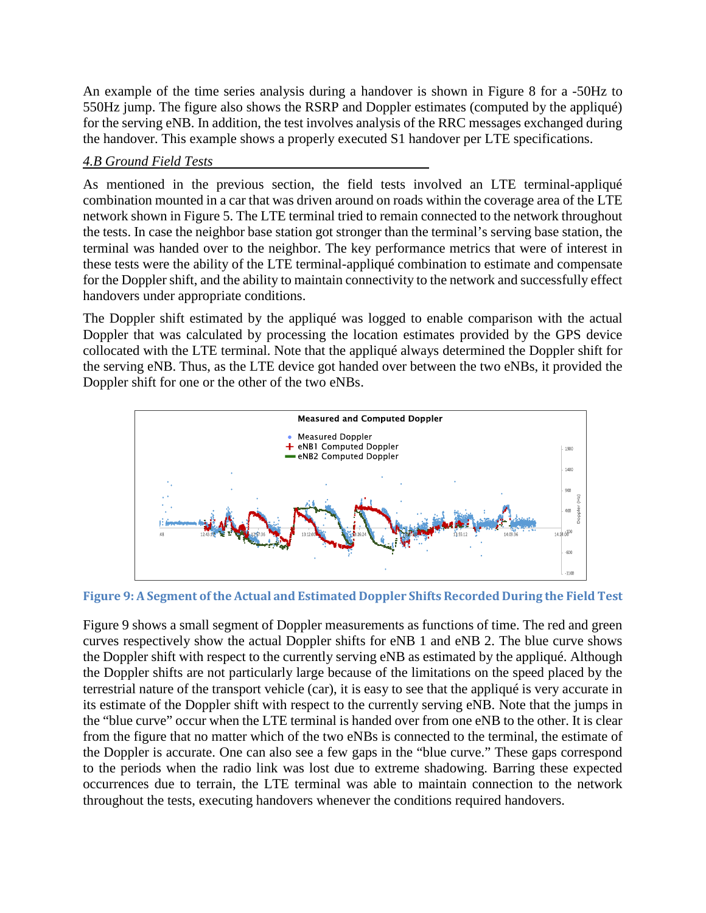An example of the time series analysis during a handover is shown in Figure 8 for a -50Hz to 550Hz jump. The figure also shows the RSRP and Doppler estimates (computed by the appliqué) for the serving eNB. In addition, the test involves analysis of the RRC messages exchanged during the handover. This example shows a properly executed S1 handover per LTE specifications.

### *4.B Ground Field Tests*

As mentioned in the previous section, the field tests involved an LTE terminal-appliqué combination mounted in a car that was driven around on roads within the coverage area of the LTE network shown in Figure 5. The LTE terminal tried to remain connected to the network throughout the tests. In case the neighbor base station got stronger than the terminal's serving base station, the terminal was handed over to the neighbor. The key performance metrics that were of interest in these tests were the ability of the LTE terminal-appliqué combination to estimate and compensate for the Doppler shift, and the ability to maintain connectivity to the network and successfully effect handovers under appropriate conditions.

The Doppler shift estimated by the appliqué was logged to enable comparison with the actual Doppler that was calculated by processing the location estimates provided by the GPS device collocated with the LTE terminal. Note that the appliqué always determined the Doppler shift for the serving eNB. Thus, as the LTE device got handed over between the two eNBs, it provided the Doppler shift for one or the other of the two eNBs.

**Figure 9: A Segment of the Actual and Estimated Doppler Shifts Recorded During the Field Test**

Figure 9 shows a small segment of Doppler measurements as functions of time. The red and green curves respectively show the actual Doppler shifts for eNB 1 and eNB 2. The blue curve shows the Doppler shift with respect to the currently serving eNB as estimated by the appliqué. Although the Doppler shifts are not particularly large because of the limitations on the speed placed by the terrestrial nature of the transport vehicle (car), it is easy to see that the appliqué is very accurate in its estimate of the Doppler shift with respect to the currently serving eNB. Note that the jumps in the "blue curve" occur when the LTE terminal is handed over from one eNB to the other. It is clear from the figure that no matter which of the two eNBs is connected to the terminal, the estimate of the Doppler is accurate. One can also see a few gaps in the "blue curve." These gaps correspond to the periods when the radio link was lost due to extreme shadowing. Barring these expected occurrences due to terrain, the LTE terminal was able to maintain connection to the network throughout the tests, executing handovers whenever the conditions required handovers.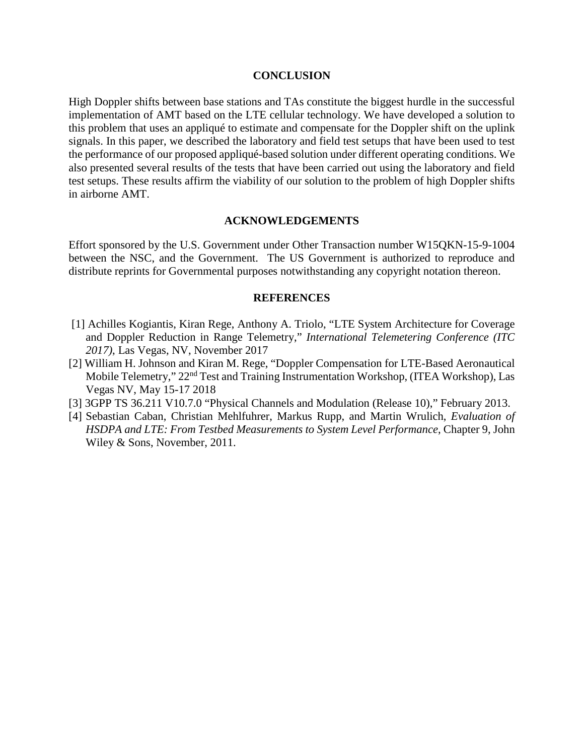## CONCLUSION

High Doppler shifts between base stations and TAs constitute the biggest hurdle in the successful implementation of AMT based on the LTE cellular technology. We have developed a solution to this problem that uses an appliqué to estimate and compensate for the Doppler shift on the uplink signals. In this paper, we described the laboratory and field test setups that have been used to test the performance of our proposed appliqué-based solution under different operating conditions. We also presented several results of the tests that have been carried out using the laboratory and field test setups. These results affirm the viability of our solution to the problem of high Doppler shifts in airborne AMT.

## ACKNOWLEDGEMENTS

Effort sponsored by the U.S. Government under Other Transaction number W15QKN-15-9-1004 between the NSC, and the Government. The US Government is authorized to reproduce and distribute reprints for Governmental purposes notwithstanding any copyright notation thereon.

## REFERENCES

[1] Achilles Kogiantis, Kiran Rege, Anthony A. Triolo, "LTE System Architecture for Coverage and Doppler Reduction in Range Telemetry," *International Telemetering Conference (ITC 2017)*, Las Vegas, NV, November 2017

[2] William H. Johnson and Kiran M. Rege, "Doppler Compensation for LTE-Based Aeronautical Mobile Telemetry," 22nd Test and Training Instrumentation Workshop, (ITEA Workshop), Las Vegas NV, May 15-17 2018

[3] 3GPP TS 36.211 V10.7.0 "Physical Channels and Modulation (Release 10)," February 2013.

[4] Sebastian Caban, Christian Mehlfuhrer, Markus Rupp, and Martin Wrulich, *Evaluation of HSDPA and LTE: From Testbed Measurements to System Level Performance*, Chapter 9, John Wiley & Sons, November, 2011.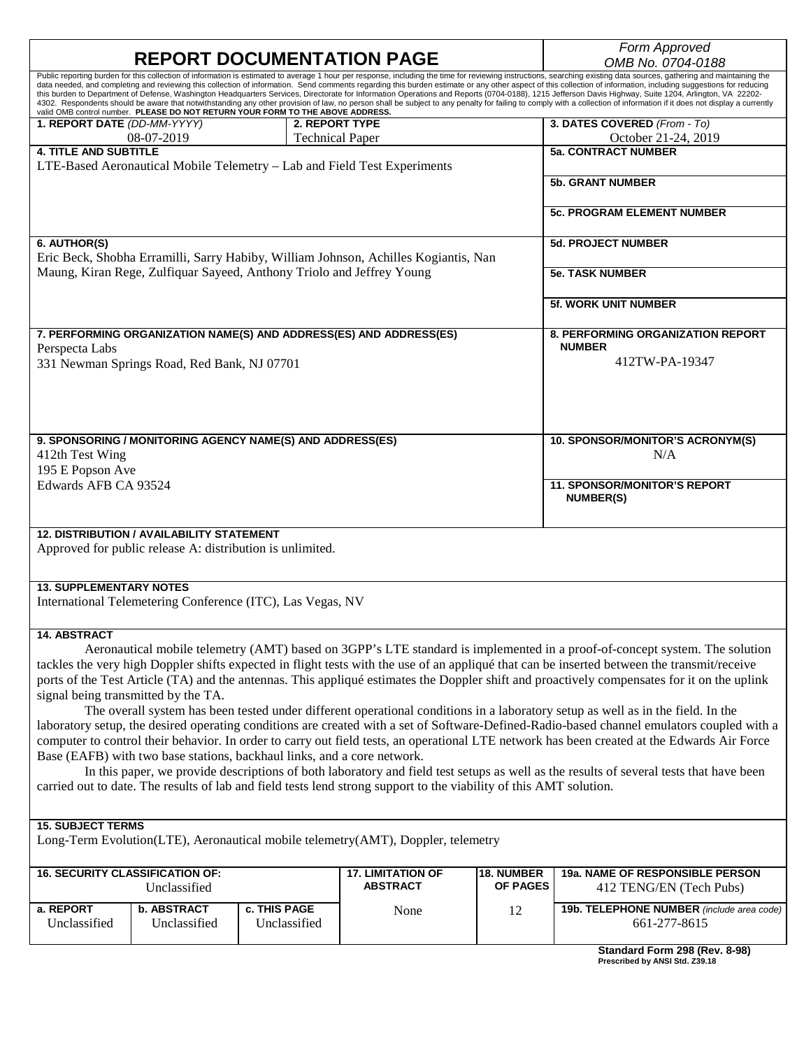# REPORT DOCUMENTATION PAGE

*Form Approved*
*OMB No. 0704-0188*

Public reporting burden for this collection of information is estimated to average 1 hour per response, including the time for reviewing instructions, searching existing data sources, gathering and maintaining the data needed, and completing and reviewing this collection of information. Send comments regarding this burden estimate or any other aspect of this collection of information, including suggestions for reducing this burden to Department of Defense, Washington Headquarters Services, Directorate for Information Operations and Reports (0704-0188), 1215 Jefferson Davis Highway, Suite 1204, Arlington, VA 22202-4302. Respondents should be aware that notwithstanding any other provision of law, no person shall be subject to any penalty for failing to comply with a collection of information if it does not display a currently valid OMB control number. **PLEASE DO NOT RETURN YOUR FORM TO THE ABOVE ADDRESS.**

| | | |
|---|---|---|
| **1. REPORT DATE** *(DD-MM-YYYY)* 08-07-2019 | **2. REPORT TYPE** Technical Paper | **3. DATES COVERED** *(From - To)* October 21-24, 2019 |

**4. TITLE AND SUBTITLE**
LTE-Based Aeronautical Mobile Telemetry – Lab and Field Test Experiments

**5a. CONTRACT NUMBER**

**5b. GRANT NUMBER**

**5c. PROGRAM ELEMENT NUMBER**

**6. AUTHOR(S)**
Eric Beck, Shobha Erramilli, Sarry Habiby, William Johnson, Achilles Kogiantis, Nan Maung, Kiran Rege, Zulfiquar Sayeed, Anthony Triolo and Jeffrey Young

**5d. PROJECT NUMBER**

**5e. TASK NUMBER**

**5f. WORK UNIT NUMBER**

**7. PERFORMING ORGANIZATION NAME(S) AND ADDRESS(ES) AND ADDRESS(ES)**
Perspecta Labs
331 Newman Springs Road, Red Bank, NJ 07701

**8. PERFORMING ORGANIZATION REPORT NUMBER**
412TW-PA-19347

**9. SPONSORING / MONITORING AGENCY NAME(S) AND ADDRESS(ES)**
412th Test Wing
195 E Popson Ave
Edwards AFB CA 93524

**10. SPONSOR/MONITOR'S ACRONYM(S)**
N/A

**11. SPONSOR/MONITOR'S REPORT NUMBER(S)**

**12. DISTRIBUTION / AVAILABILITY STATEMENT**
Approved for public release A: distribution is unlimited.

**13. SUPPLEMENTARY NOTES**
International Telemetering Conference (ITC), Las Vegas, NV

**14. ABSTRACT**

Aeronautical mobile telemetry (AMT) based on 3GPP's LTE standard is implemented in a proof-of-concept system. The solution tackles the very high Doppler shifts expected in flight tests with the use of an appliqué that can be inserted between the transmit/receive ports of the Test Article (TA) and the antennas. This appliqué estimates the Doppler shift and proactively compensates for it on the uplink signal being transmitted by the TA.

The overall system has been tested under different operational conditions in a laboratory setup as well as in the field. In the laboratory setup, the desired operating conditions are created with a set of Software-Defined-Radio-based channel emulators coupled with a computer to control their behavior. In order to carry out field tests, an operational LTE network has been created at the Edwards Air Force Base (EAFB) with two base stations, backhaul links, and a core network.

In this paper, we provide descriptions of both laboratory and field test setups as well as the results of several tests that have been carried out to date. The results of lab and field tests lend strong support to the viability of this AMT solution.

**15. SUBJECT TERMS**
Long-Term Evolution(LTE), Aeronautical mobile telemetry(AMT), Doppler, telemetry

| **16. SECURITY CLASSIFICATION OF:** Unclassified | | | **17. LIMITATION OF ABSTRACT** | **18. NUMBER OF PAGES** | **19a. NAME OF RESPONSIBLE PERSON** 412 TENG/EN (Tech Pubs) |
|---|---|---|---|---|---|
| **a. REPORT** Unclassified | **b. ABSTRACT** Unclassified | **c. THIS PAGE** Unclassified | None | 12 | **19b. TELEPHONE NUMBER** *(include area code)* 661-277-8615 |

**Standard Form 298 (Rev. 8-98)**
**Prescribed by ANSI Std. Z39.18**